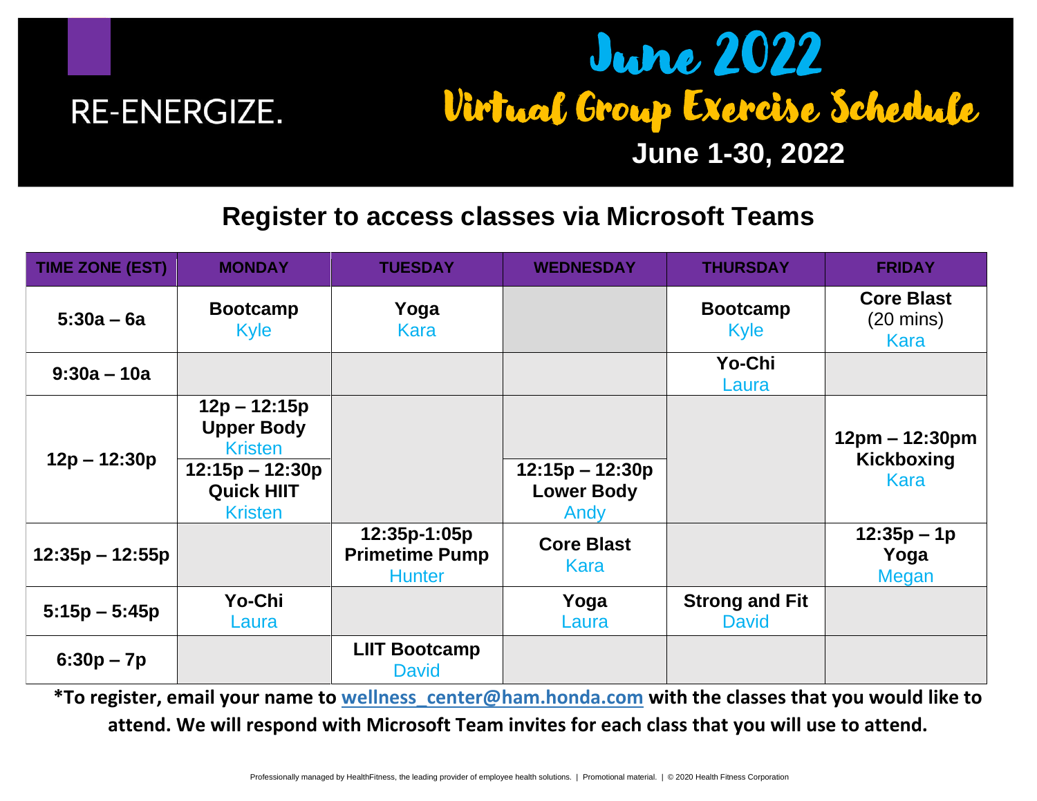RE-ENERGIZE.

# June 2022

## Virtual Group Exercise Schedule

**June 1-30, 2022**

## Register to access classes via Microsoft Teams

| TIME ZONE (EST) | MONDAY | TUESDAY | WEDNESDAY | THURSDAY | FRIDAY |
|---|---|---|---|---|---|
| **5:30a – 6a** | **Bootcamp** Kyle | **Yoga** Kara | | **Bootcamp** Kyle | **Core Blast** (20 mins) Kara |
| **9:30a – 10a** | | | | **Yo-Chi** Laura | |
| **12p – 12:30p** | **12p – 12:15p Upper Body** Kristen<br>**12:15p – 12:30p Quick HIIT** Kristen | | **12:15p – 12:30p Lower Body** Andy | | **12pm – 12:30pm Kickboxing** Kara |
| **12:35p – 12:55p** | | **12:35p-1:05p Primetime Pump** Hunter | **Core Blast** Kara | | **12:35p – 1p Yoga** Megan |
| **5:15p – 5:45p** | **Yo-Chi** Laura | | **Yoga** Laura | **Strong and Fit** David | |
| **6:30p – 7p** | | **LIIT Bootcamp** David | | | |

**\*To register, email your name to wellness_center@ham.honda.com with the classes that you would like to attend. We will respond with Microsoft Team invites for each class that you will use to attend.**

Professionally managed by HealthFitness, the leading provider of employee health solutions. | Promotional material. | © 2020 Health Fitness Corporation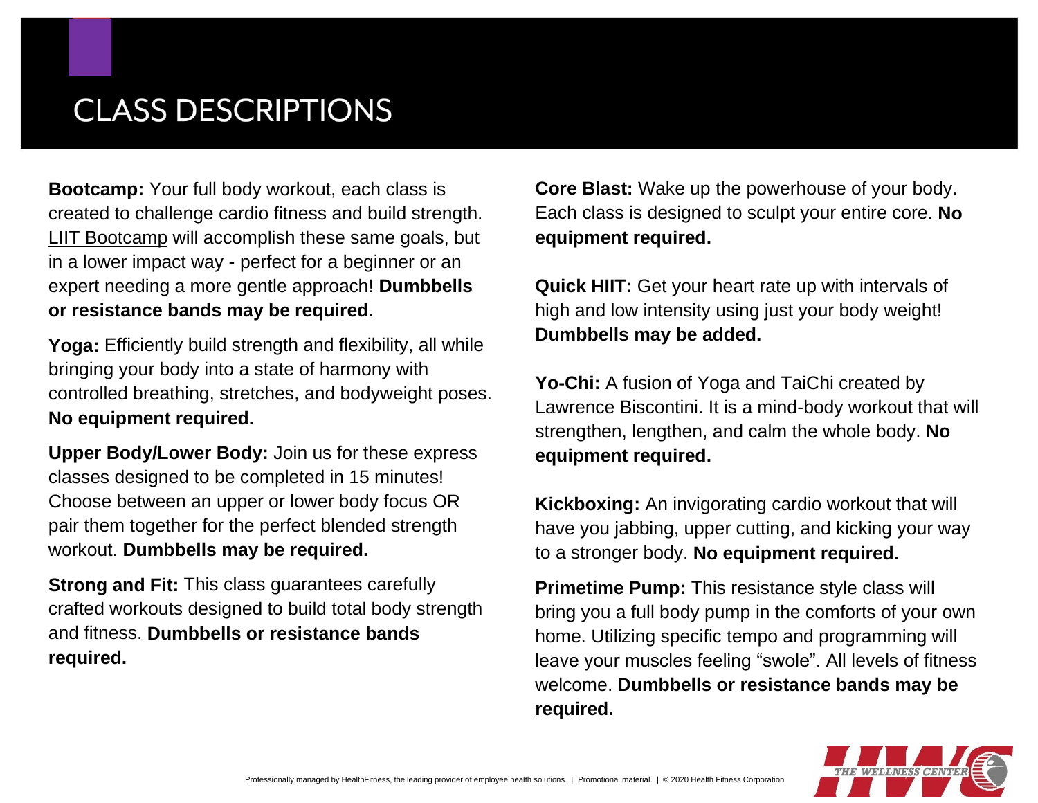# CLASS DESCRIPTIONS

**Bootcamp:** Your full body workout, each class is created to challenge cardio fitness and build strength. LIIT Bootcamp will accomplish these same goals, but in a lower impact way - perfect for a beginner or an expert needing a more gentle approach! **Dumbbells or resistance bands may be required.**

**Yoga:** Efficiently build strength and flexibility, all while bringing your body into a state of harmony with controlled breathing, stretches, and bodyweight poses. **No equipment required.**

**Upper Body/Lower Body:** Join us for these express classes designed to be completed in 15 minutes! Choose between an upper or lower body focus OR pair them together for the perfect blended strength workout. **Dumbbells may be required.**

**Strong and Fit:** This class guarantees carefully crafted workouts designed to build total body strength and fitness. **Dumbbells or resistance bands required.**

**Core Blast:** Wake up the powerhouse of your body. Each class is designed to sculpt your entire core. **No equipment required.**

**Quick HIIT:** Get your heart rate up with intervals of high and low intensity using just your body weight! **Dumbbells may be added.**

**Yo-Chi:** A fusion of Yoga and TaiChi created by Lawrence Biscontini. It is a mind-body workout that will strengthen, lengthen, and calm the whole body. **No equipment required.**

**Kickboxing:** An invigorating cardio workout that will have you jabbing, upper cutting, and kicking your way to a stronger body. **No equipment required.**

**Primetime Pump:** This resistance style class will bring you a full body pump in the comforts of your own home. Utilizing specific tempo and programming will leave your muscles feeling "swole". All levels of fitness welcome. **Dumbbells or resistance bands may be required.**

Professionally managed by HealthFitness, the leading provider of employee health solutions. | Promotional material. | © 2020 Health Fitness Corporation

THE WELLNESS CENTER